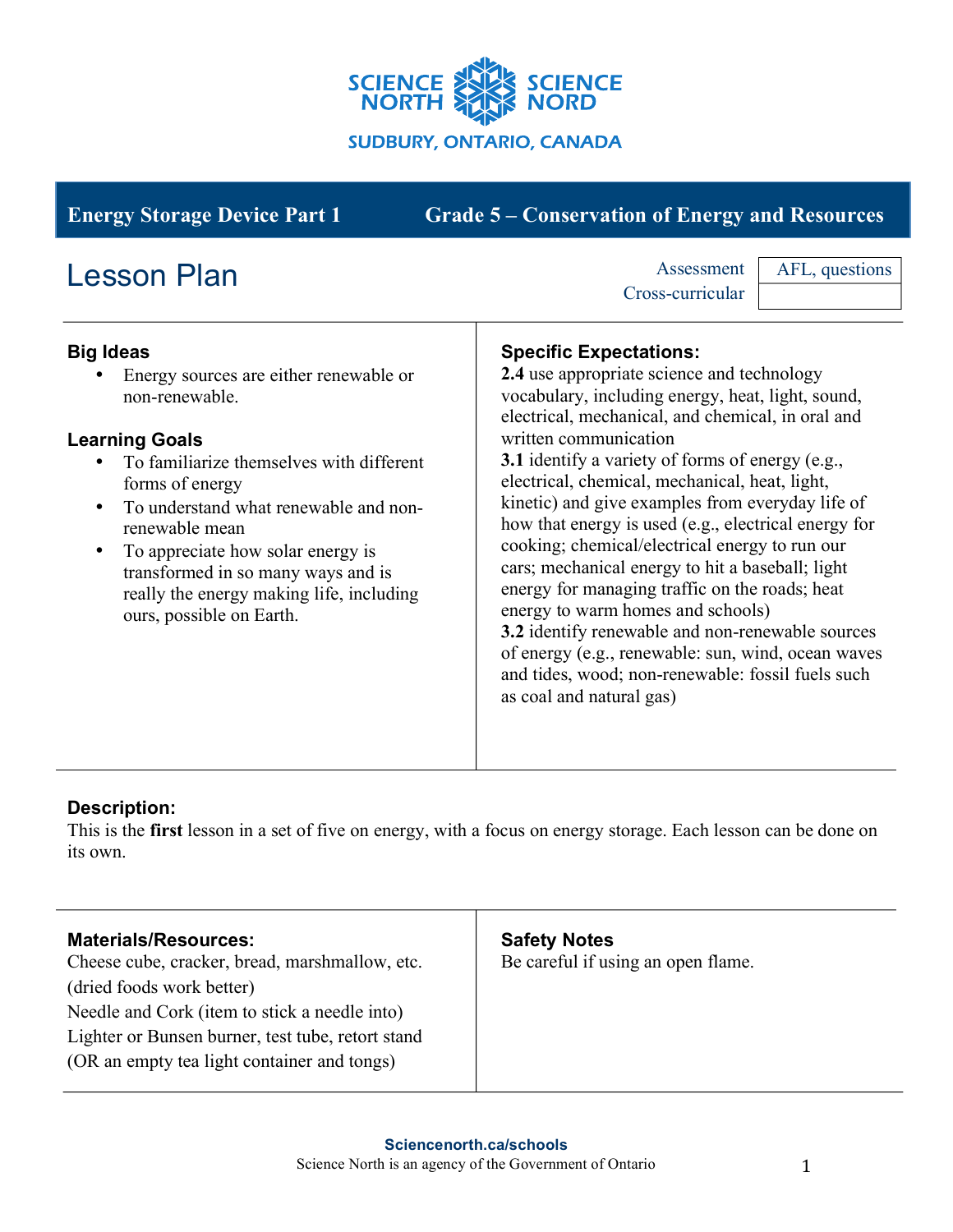SCIENCE NORTH | SCIENCE NORD

SUDBURY, ONTARIO, CANADA

**Energy Storage Device Part 1** | **Grade 5 – Conservation of Energy and Resources**

# Lesson Plan

| | |
|---|---|
| Assessment | AFL, questions |
| Cross-curricular | |

### Big Ideas

- Energy sources are either renewable or non-renewable.

### Learning Goals

- To familiarize themselves with different forms of energy
- To understand what renewable and non-renewable mean
- To appreciate how solar energy is transformed in so many ways and is really the energy making life, including ours, possible on Earth.

### Specific Expectations:

**2.4** use appropriate science and technology vocabulary, including energy, heat, light, sound, electrical, mechanical, and chemical, in oral and written communication

**3.1** identify a variety of forms of energy (e.g., electrical, chemical, mechanical, heat, light, kinetic) and give examples from everyday life of how that energy is used (e.g., electrical energy for cooking; chemical/electrical energy to run our cars; mechanical energy to hit a baseball; light energy for managing traffic on the roads; heat energy to warm homes and schools)

**3.2** identify renewable and non-renewable sources of energy (e.g., renewable: sun, wind, ocean waves and tides, wood; non-renewable: fossil fuels such as coal and natural gas)

### Description:

This is the **first** lesson in a set of five on energy, with a focus on energy storage. Each lesson can be done on its own.

### Materials/Resources:

Cheese cube, cracker, bread, marshmallow, etc. (dried foods work better)

Needle and Cork (item to stick a needle into)

Lighter or Bunsen burner, test tube, retort stand (OR an empty tea light container and tongs)

### Safety Notes

Be careful if using an open flame.

**Sciencenorth.ca/schools**

Science North is an agency of the Government of Ontario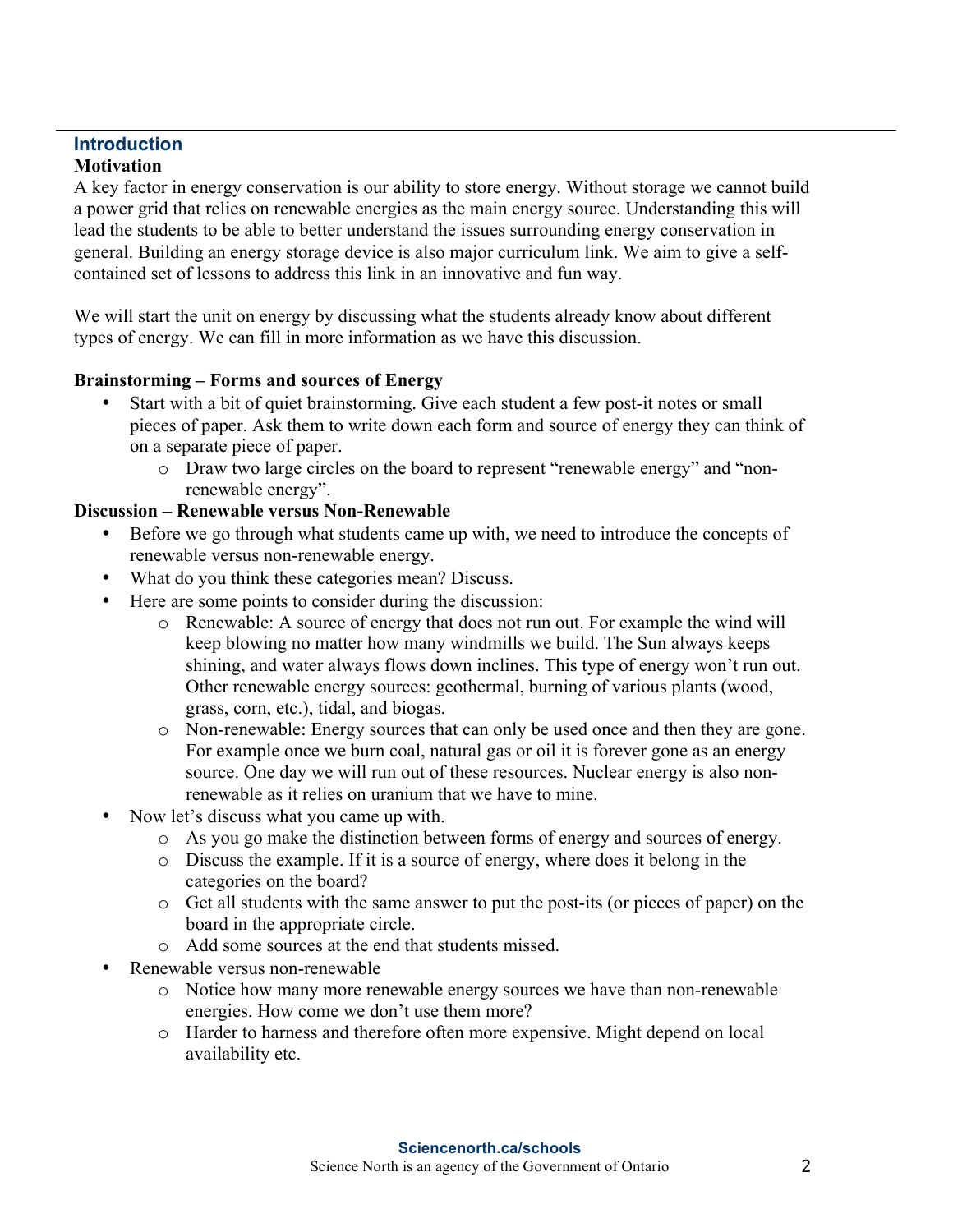## Introduction

**Motivation**

A key factor in energy conservation is our ability to store energy. Without storage we cannot build a power grid that relies on renewable energies as the main energy source. Understanding this will lead the students to be able to better understand the issues surrounding energy conservation in general. Building an energy storage device is also major curriculum link. We aim to give a self-contained set of lessons to address this link in an innovative and fun way.

We will start the unit on energy by discussing what the students already know about different types of energy. We can fill in more information as we have this discussion.

**Brainstorming – Forms and sources of Energy**

- Start with a bit of quiet brainstorming. Give each student a few post-it notes or small pieces of paper. Ask them to write down each form and source of energy they can think of on a separate piece of paper.
  - Draw two large circles on the board to represent “renewable energy” and “non-renewable energy”.

**Discussion – Renewable versus Non-Renewable**

- Before we go through what students came up with, we need to introduce the concepts of renewable versus non-renewable energy.
- What do you think these categories mean? Discuss.
- Here are some points to consider during the discussion:
  - Renewable: A source of energy that does not run out. For example the wind will keep blowing no matter how many windmills we build. The Sun always keeps shining, and water always flows down inclines. This type of energy won’t run out. Other renewable energy sources: geothermal, burning of various plants (wood, grass, corn, etc.), tidal, and biogas.
  - Non-renewable: Energy sources that can only be used once and then they are gone. For example once we burn coal, natural gas or oil it is forever gone as an energy source. One day we will run out of these resources. Nuclear energy is also non-renewable as it relies on uranium that we have to mine.
- Now let’s discuss what you came up with.
  - As you go make the distinction between forms of energy and sources of energy.
  - Discuss the example. If it is a source of energy, where does it belong in the categories on the board?
  - Get all students with the same answer to put the post-its (or pieces of paper) on the board in the appropriate circle.
  - Add some sources at the end that students missed.
- Renewable versus non-renewable
  - Notice how many more renewable energy sources we have than non-renewable energies. How come we don’t use them more?
  - Harder to harness and therefore often more expensive. Might depend on local availability etc.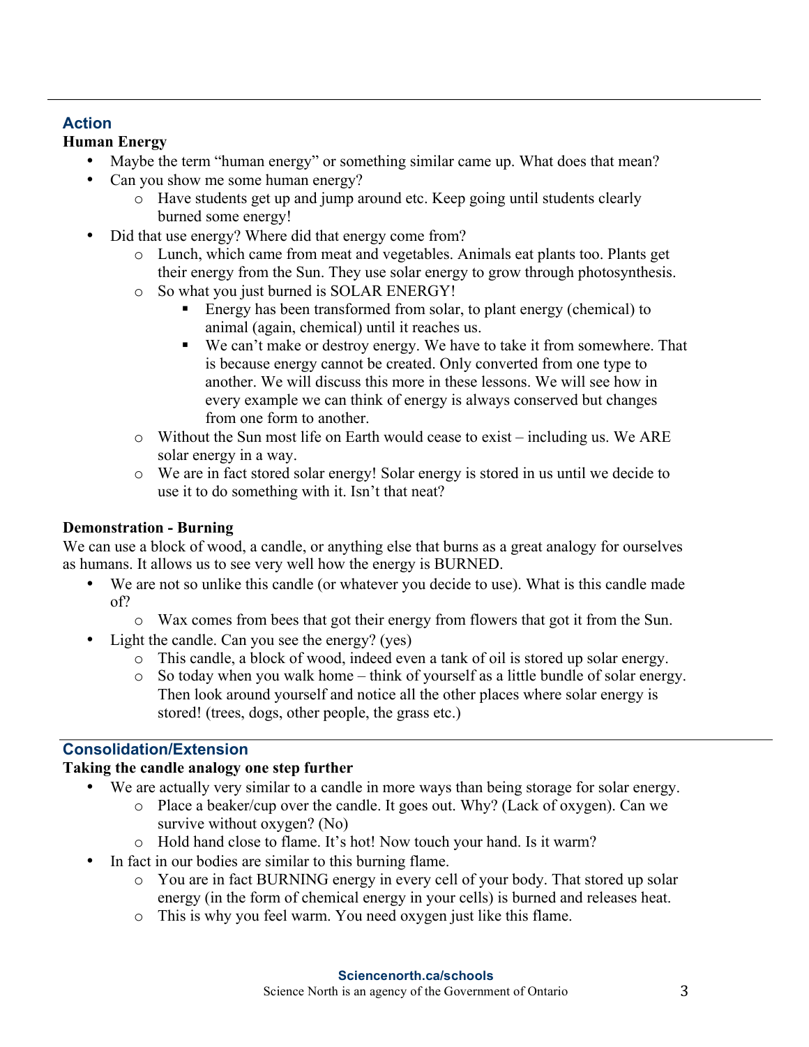## Action

### Human Energy

- Maybe the term "human energy" or something similar came up. What does that mean?
- Can you show me some human energy?
  - Have students get up and jump around etc. Keep going until students clearly burned some energy!
- Did that use energy? Where did that energy come from?
  - Lunch, which came from meat and vegetables. Animals eat plants too. Plants get their energy from the Sun. They use solar energy to grow through photosynthesis.
  - So what you just burned is SOLAR ENERGY!
    - Energy has been transformed from solar, to plant energy (chemical) to animal (again, chemical) until it reaches us.
    - We can't make or destroy energy. We have to take it from somewhere. That is because energy cannot be created. Only converted from one type to another. We will discuss this more in these lessons. We will see how in every example we can think of energy is always conserved but changes from one form to another.
  - Without the Sun most life on Earth would cease to exist – including us. We ARE solar energy in a way.
  - We are in fact stored solar energy! Solar energy is stored in us until we decide to use it to do something with it. Isn't that neat?

### Demonstration - Burning

We can use a block of wood, a candle, or anything else that burns as a great analogy for ourselves as humans. It allows us to see very well how the energy is BURNED.

- We are not so unlike this candle (or whatever you decide to use). What is this candle made of?
  - Wax comes from bees that got their energy from flowers that got it from the Sun.
- Light the candle. Can you see the energy? (yes)
  - This candle, a block of wood, indeed even a tank of oil is stored up solar energy.
  - So today when you walk home – think of yourself as a little bundle of solar energy. Then look around yourself and notice all the other places where solar energy is stored! (trees, dogs, other people, the grass etc.)

## Consolidation/Extension

### Taking the candle analogy one step further

- We are actually very similar to a candle in more ways than being storage for solar energy.
  - Place a beaker/cup over the candle. It goes out. Why? (Lack of oxygen). Can we survive without oxygen? (No)
  - Hold hand close to flame. It's hot! Now touch your hand. Is it warm?
- In fact in our bodies are similar to this burning flame.
  - You are in fact BURNING energy in every cell of your body. That stored up solar energy (in the form of chemical energy in your cells) is burned and releases heat.
  - This is why you feel warm. You need oxygen just like this flame.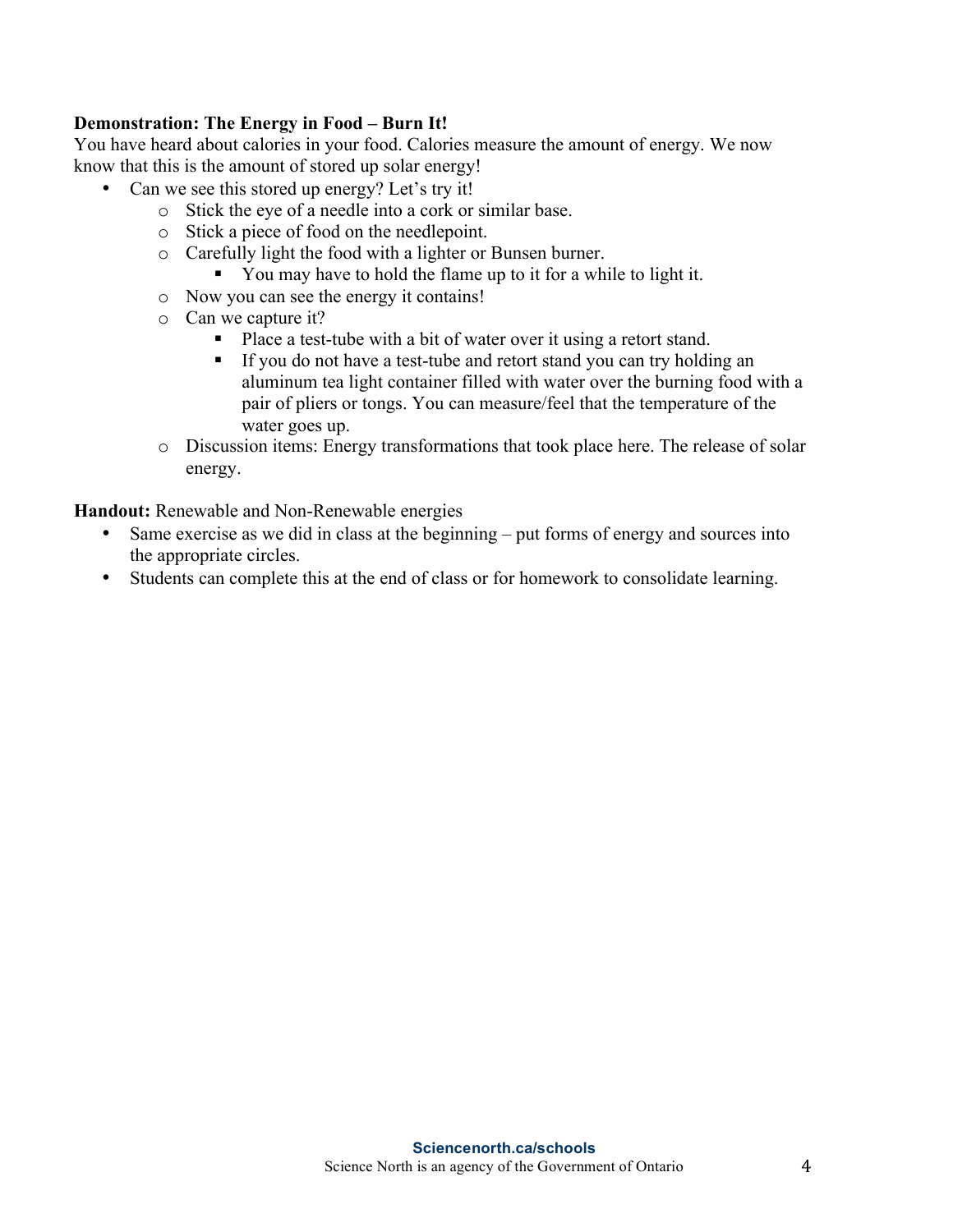**Demonstration: The Energy in Food – Burn It!**

You have heard about calories in your food. Calories measure the amount of energy. We now know that this is the amount of stored up solar energy!

- Can we see this stored up energy? Let's try it!
  - Stick the eye of a needle into a cork or similar base.
  - Stick a piece of food on the needlepoint.
  - Carefully light the food with a lighter or Bunsen burner.
    - You may have to hold the flame up to it for a while to light it.
  - Now you can see the energy it contains!
  - Can we capture it?
    - Place a test-tube with a bit of water over it using a retort stand.
    - If you do not have a test-tube and retort stand you can try holding an aluminum tea light container filled with water over the burning food with a pair of pliers or tongs. You can measure/feel that the temperature of the water goes up.
  - Discussion items: Energy transformations that took place here. The release of solar energy.

**Handout:** Renewable and Non-Renewable energies

- Same exercise as we did in class at the beginning – put forms of energy and sources into the appropriate circles.
- Students can complete this at the end of class or for homework to consolidate learning.